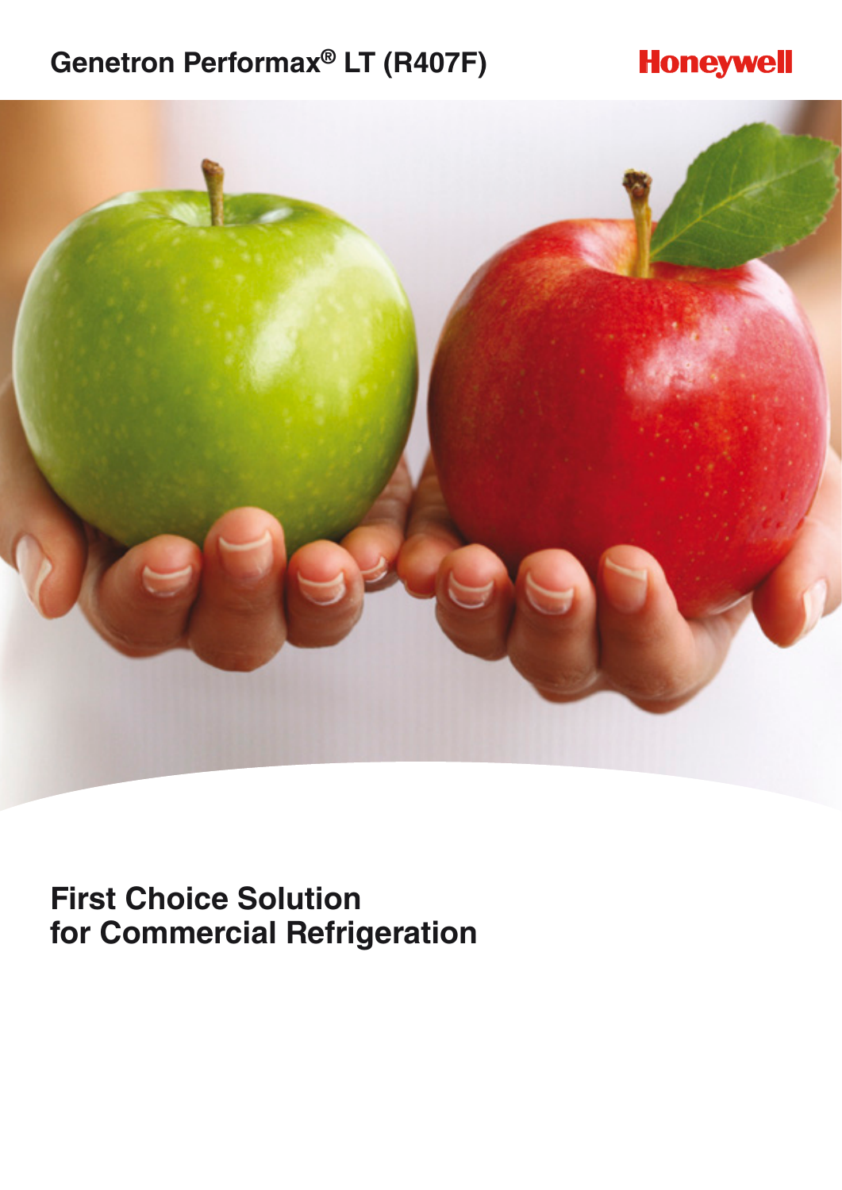# Genetron Performax® LT (R407F)

Honeywell

## First Choice Solution for Commercial Refrigeration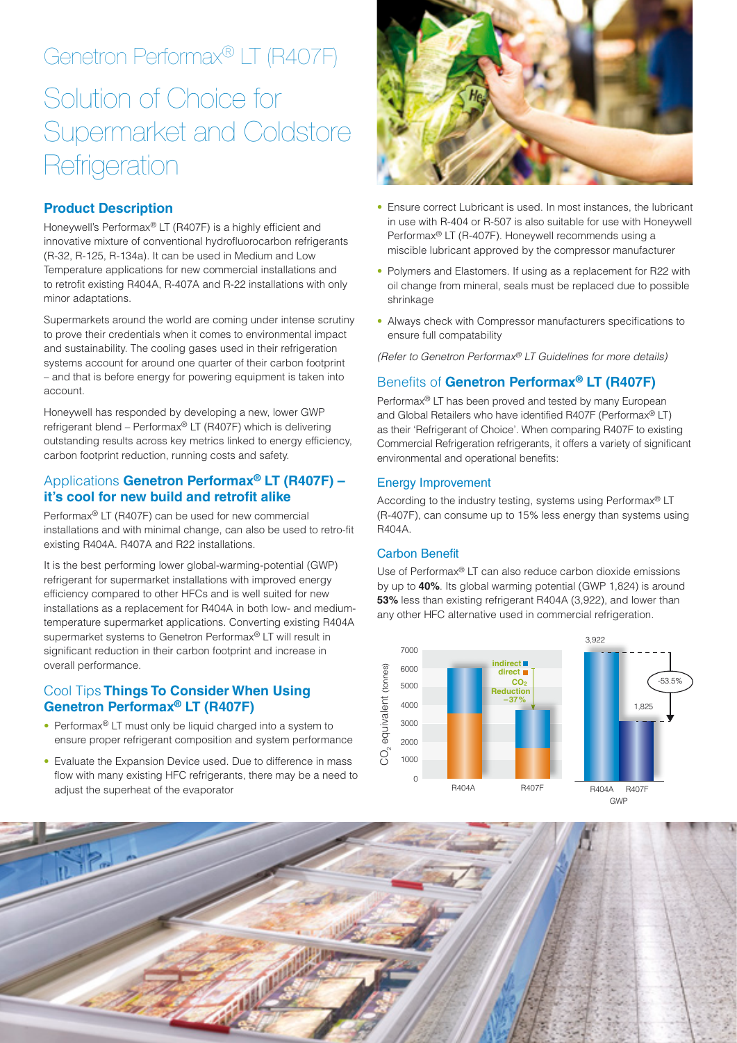# Genetron Performax® LT (R407F)

## Solution of Choice for Supermarket and Coldstore Refrigeration

### Product Description

Honeywell's Performax® LT (R407F) is a highly efficient and innovative mixture of conventional hydrofluorocarbon refrigerants (R-32, R-125, R-134a). It can be used in Medium and Low Temperature applications for new commercial installations and to retrofit existing R404A, R-407A and R-22 installations with only minor adaptations.

Supermarkets around the world are coming under intense scrutiny to prove their credentials when it comes to environmental impact and sustainability. The cooling gases used in their refrigeration systems account for around one quarter of their carbon footprint – and that is before energy for powering equipment is taken into account.

Honeywell has responded by developing a new, lower GWP refrigerant blend – Performax® LT (R407F) which is delivering outstanding results across key metrics linked to energy efficiency, carbon footprint reduction, running costs and safety.

### Applications **Genetron Performax® LT (R407F) – it's cool for new build and retrofit alike**

Performax® LT (R407F) can be used for new commercial installations and with minimal change, can also be used to retro-fit existing R404A. R407A and R22 installations.

It is the best performing lower global-warming-potential (GWP) refrigerant for supermarket installations with improved energy efficiency compared to other HFCs and is well suited for new installations as a replacement for R404A in both low- and medium-temperature supermarket applications. Converting existing R404A supermarket systems to Genetron Performax® LT will result in significant reduction in their carbon footprint and increase in overall performance.

### Cool Tips **Things To Consider When Using Genetron Performax® LT (R407F)**

- Performax® LT must only be liquid charged into a system to ensure proper refrigerant composition and system performance
- Evaluate the Expansion Device used. Due to difference in mass flow with many existing HFC refrigerants, there may be a need to adjust the superheat of the evaporator
- Ensure correct Lubricant is used. In most instances, the lubricant in use with R-404 or R-507 is also suitable for use with Honeywell Performax® LT (R-407F). Honeywell recommends using a miscible lubricant approved by the compressor manufacturer
- Polymers and Elastomers. If using as a replacement for R22 with oil change from mineral, seals must be replaced due to possible shrinkage
- Always check with Compressor manufacturers specifications to ensure full compatability

*(Refer to Genetron Performax® LT Guidelines for more details)*

### Benefits of **Genetron Performax® LT (R407F)**

Performax® LT has been proved and tested by many European and Global Retailers who have identified R407F (Performax® LT) as their 'Refrigerant of Choice'. When comparing R407F to existing Commercial Refrigeration refrigerants, it offers a variety of significant environmental and operational benefits:

#### Energy Improvement

According to the industry testing, systems using Performax® LT (R-407F), can consume up to 15% less energy than systems using R404A.

#### Carbon Benefit

Use of Performax® LT can also reduce carbon dioxide emissions by up to **40%**. Its global warming potential (GWP 1,824) is around **53%** less than existing refrigerant R404A (3,922), and lower than any other HFC alternative used in commercial refrigeration.

$CO_2$ equivalent (tonnes): R404A, R407F — indirect / direct; $CO_2$ Reduction –37%

GWP: R404A 3,922; R407F 1,825; -53.5%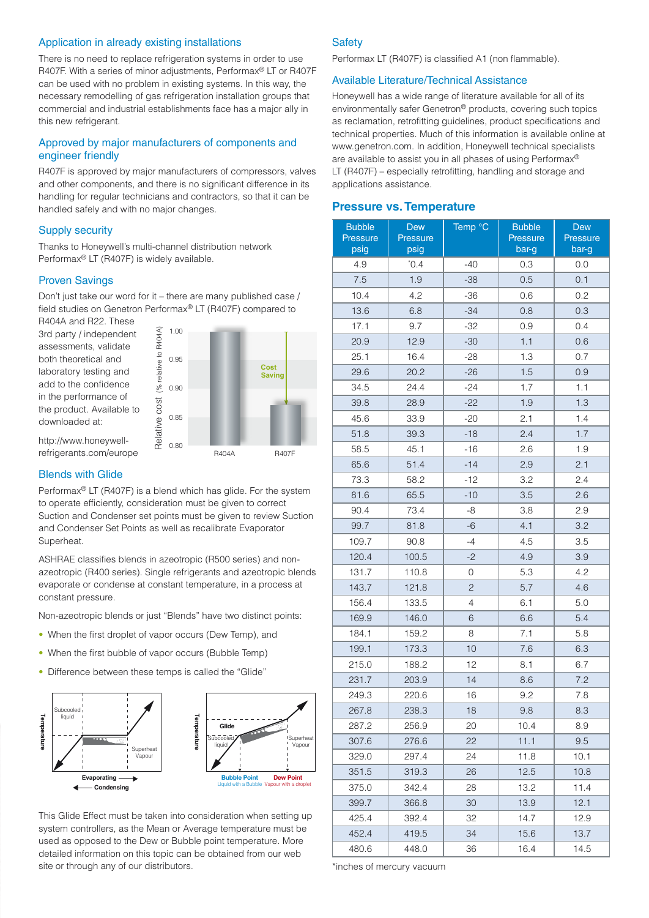## Application in already existing installations

There is no need to replace refrigeration systems in order to use R407F. With a series of minor adjustments, Performax® LT or R407F can be used with no problem in existing systems. In this way, the necessary remodelling of gas refrigeration installation groups that commercial and industrial establishments face has a major ally in this new refrigerant.

## Approved by major manufacturers of components and engineer friendly

R407F is approved by major manufacturers of compressors, valves and other components, and there is no significant difference in its handling for regular technicians and contractors, so that it can be handled safely and with no major changes.

## Supply security

Thanks to Honeywell's multi-channel distribution network Performax® LT (R407F) is widely available.

## Proven Savings

Don't just take our word for it – there are many published case / field studies on Genetron Performax® LT (R407F) compared to R404A and R22. These 3rd party / independent assessments, validate both theoretical and laboratory testing and add to the confidence in the performance of the product. Available to downloaded at:

http://www.honeywell-refrigerants.com/europe

## Blends with Glide

Performax® LT (R407F) is a blend which has glide. For the system to operate efficiently, consideration must be given to correct Suction and Condenser set points must be given to review Suction and Condenser Set Points as well as recalibrate Evaporator Superheat.

ASHRAE classifies blends in azeotropic (R500 series) and non-azeotropic (R400 series). Single refrigerants and azeotropic blends evaporate or condense at constant temperature, in a process at constant pressure.

Non-azeotropic blends or just "Blends" have two distinct points:

- When the first droplet of vapor occurs (Dew Temp), and
- When the first bubble of vapor occurs (Bubble Temp)
- Difference between these temps is called the "Glide"

This Glide Effect must be taken into consideration when setting up system controllers, as the Mean or Average temperature must be used as opposed to the Dew or Bubble point temperature. More detailed information on this topic can be obtained from our web site or through any of our distributors.

## Safety

Performax LT (R407F) is classified A1 (non flammable).

## Available Literature/Technical Assistance

Honeywell has a wide range of literature available for all of its environmentally safer Genetron® products, covering such topics as reclamation, retrofitting guidelines, product specifications and technical properties. Much of this information is available online at www.genetron.com. In addition, Honeywell technical specialists are available to assist you in all phases of using Performax® LT (R407F) – especially retrofitting, handling and storage and applications assistance.

## Pressure vs. Temperature

| Bubble Pressure psig | Dew Pressure psig | Temp °C | Bubble Pressure bar-g | Dew Pressure bar-g |
|---|---|---|---|---|
| 4.9 | *0.4 | -40 | 0.3 | 0.0 |
| 7.5 | 1.9 | -38 | 0.5 | 0.1 |
| 10.4 | 4.2 | -36 | 0.6 | 0.2 |
| 13.6 | 6.8 | -34 | 0.8 | 0.3 |
| 17.1 | 9.7 | -32 | 0.9 | 0.4 |
| 20.9 | 12.9 | -30 | 1.1 | 0.6 |
| 25.1 | 16.4 | -28 | 1.3 | 0.7 |
| 29.6 | 20.2 | -26 | 1.5 | 0.9 |
| 34.5 | 24.4 | -24 | 1.7 | 1.1 |
| 39.8 | 28.9 | -22 | 1.9 | 1.3 |
| 45.6 | 33.9 | -20 | 2.1 | 1.4 |
| 51.8 | 39.3 | -18 | 2.4 | 1.7 |
| 58.5 | 45.1 | -16 | 2.6 | 1.9 |
| 65.6 | 51.4 | -14 | 2.9 | 2.1 |
| 73.3 | 58.2 | -12 | 3.2 | 2.4 |
| 81.6 | 65.5 | -10 | 3.5 | 2.6 |
| 90.4 | 73.4 | -8 | 3.8 | 2.9 |
| 99.7 | 81.8 | -6 | 4.1 | 3.2 |
| 109.7 | 90.8 | -4 | 4.5 | 3.5 |
| 120.4 | 100.5 | -2 | 4.9 | 3.9 |
| 131.7 | 110.8 | 0 | 5.3 | 4.2 |
| 143.7 | 121.8 | 2 | 5.7 | 4.6 |
| 156.4 | 133.5 | 4 | 6.1 | 5.0 |
| 169.9 | 146.0 | 6 | 6.6 | 5.4 |
| 184.1 | 159.2 | 8 | 7.1 | 5.8 |
| 199.1 | 173.3 | 10 | 7.6 | 6.3 |
| 215.0 | 188.2 | 12 | 8.1 | 6.7 |
| 231.7 | 203.9 | 14 | 8.6 | 7.2 |
| 249.3 | 220.6 | 16 | 9.2 | 7.8 |
| 267.8 | 238.3 | 18 | 9.8 | 8.3 |
| 287.2 | 256.9 | 20 | 10.4 | 8.9 |
| 307.6 | 276.6 | 22 | 11.1 | 9.5 |
| 329.0 | 297.4 | 24 | 11.8 | 10.1 |
| 351.5 | 319.3 | 26 | 12.5 | 10.8 |
| 375.0 | 342.4 | 28 | 13.2 | 11.4 |
| 399.7 | 366.8 | 30 | 13.9 | 12.1 |
| 425.4 | 392.4 | 32 | 14.7 | 12.9 |
| 452.4 | 419.5 | 34 | 15.6 | 13.7 |
| 480.6 | 448.0 | 36 | 16.4 | 14.5 |

*inches of mercury vacuum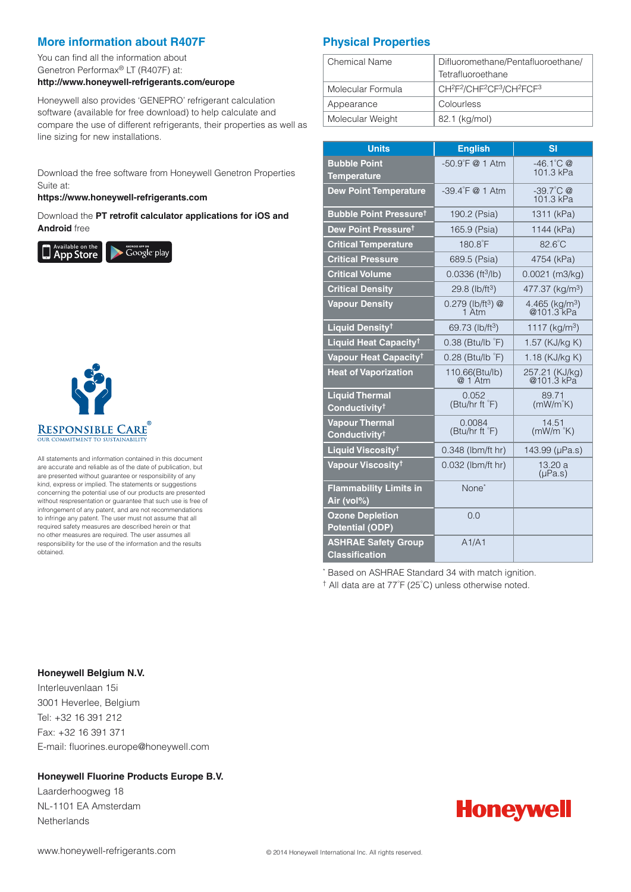## More information about R407F

You can find all the information about Genetron Performax® LT (R407F) at:
**http://www.honeywell-refrigerants.com/europe**

Honeywell also provides 'GENEPRO' refrigerant calculation software (available for free download) to help calculate and compare the use of different refrigerants, their properties as well as line sizing for new installations.

Download the free software from Honeywell Genetron Properties Suite at:
**https://www.honeywell-refrigerants.com**

Download the **PT retrofit calculator applications for iOS and Android** free

Available on the App Store | Google play

RESPONSIBLE CARE®
OUR COMMITMENT TO SUSTAINABILITY

All statements and information contained in this document are accurate and reliable as of the date of publication, but are presented without guarantee or responsibility of any kind, express or implied. The statements or suggestions concerning the potential use of our products are presented without respresentation or guarantee that such use is free of infrongement of any patent, and are not recommendations to infringe any patent. The user must not assume that all required safety measures are described herein or that no other measures are required. The user assumes all responsibility for the use of the information and the results obtained.

## Physical Properties

| | |
|---|---|
| Chemical Name | Difluoromethane/Pentafluoroethane/ Tetrafluoroethane |
| Molecular Formula | $CH^2F^2/CHF^2CF^3/CH^2FCF^3$ |
| Appearance | Colourless |
| Molecular Weight | 82.1 (kg/mol) |

| Units | English | SI |
|---|---|---|
| **Bubble Point Temperature** | -50.9˚F @ 1 Atm | -46.1˚C @ 101.3 kPa |
| **Dew Point Temperature** | -39.4˚F @ 1 Atm | -39.7˚C @ 101.3 kPa |
| **Bubble Point Pressure†** | 190.2 (Psia) | 1311 (kPa) |
| **Dew Point Pressure†** | 165.9 (Psia) | 1144 (kPa) |
| **Critical Temperature** | 180.8˚F | 82.6˚C |
| **Critical Pressure** | 689.5 (Psia) | 4754 (kPa) |
| **Critical Volume** | 0.0336 ($ft^3$/lb) | 0.0021 (m3/kg) |
| **Critical Density** | 29.8 (lb/$ft^3$) | 477.37 (kg/$m^3$) |
| **Vapour Density** | 0.279 (lb/$ft^3$) @ 1 Atm | 4.465 (kg/$m^3$) @101.3 kPa |
| **Liquid Density†** | 69.73 (lb/$ft^3$) | 1117 (kg/$m^3$) |
| **Liquid Heat Capacity†** | 0.38 (Btu/lb ˚F) | 1.57 (KJ/kg K) |
| **Vapour Heat Capacity†** | 0.28 (Btu/lb ˚F) | 1.18 (KJ/kg K) |
| **Heat of Vaporization** | 110.66(Btu/lb) @ 1 Atm | 257.21 (KJ/kg) @101.3 kPa |
| **Liquid Thermal Conductivity†** | 0.052 (Btu/hr ft ˚F) | 89.71 (mW/m˚K) |
| **Vapour Thermal Conductivity†** | 0.0084 (Btu/hr ft ˚F) | 14.51 (mW/m ˚K) |
| **Liquid Viscosity†** | 0.348 (lbm/ft hr) | 143.99 (μPa.s) |
| **Vapour Viscosity†** | 0.032 (lbm/ft hr) | 13.20 a (μPa.s) |
| **Flammability Limits in Air (vol%)** | None* | |
| **Ozone Depletion Potential (ODP)** | 0.0 | |
| **ASHRAE Safety Group Classification** | A1/A1 | |

* Based on ASHRAE Standard 34 with match ignition.
† All data are at 77˚F (25˚C) unless otherwise noted.

**Honeywell Belgium N.V.**
Interleuvenlaan 15i
3001 Heverlee, Belgium
Tel: +32 16 391 212
Fax: +32 16 391 371
E-mail: fluorines.europe@honeywell.com

**Honeywell Fluorine Products Europe B.V.**
Laarderhoogweg 18
NL-1101 EA Amsterdam
Netherlands

Honeywell

www.honeywell-refrigerants.com

© 2014 Honeywell International Inc. All rights reserved.